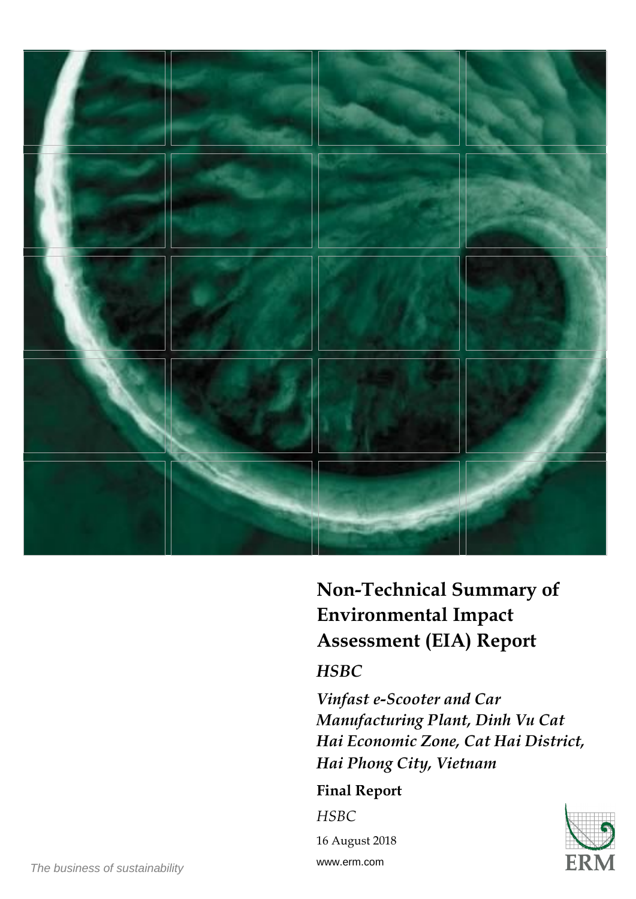# Non-Technical Summary of Environmental Impact Assessment (EIA) Report

## *HSBC*

***Vinfast e-Scooter and Car Manufacturing Plant, Dinh Vu Cat Hai Economic Zone, Cat Hai District, Hai Phong City, Vietnam***

**Final Report**

*HSBC*

16 August 2018

www.erm.com

*The business of sustainability*

ERM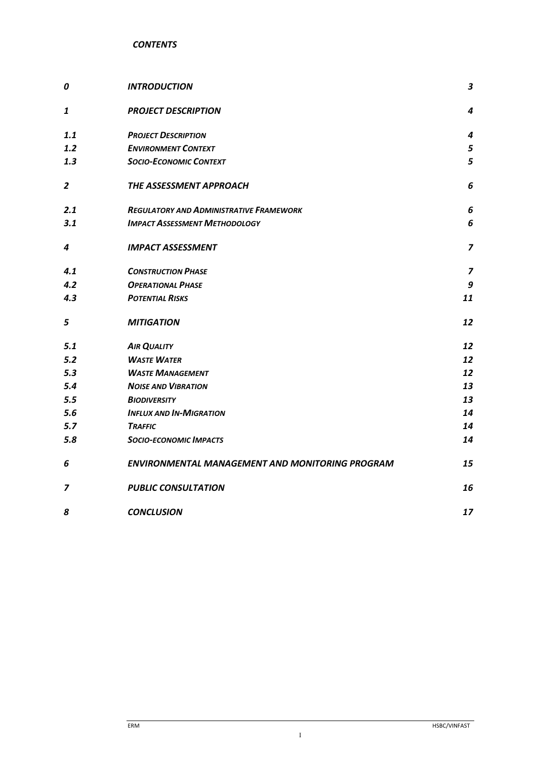*CONTENTS*

| | | |
|---|---|---|
| ***0*** | ***INTRODUCTION*** | ***3*** |
| ***1*** | ***PROJECT DESCRIPTION*** | ***4*** |
| ***1.1*** | ***PROJECT DESCRIPTION*** | ***4*** |
| ***1.2*** | ***ENVIRONMENT CONTEXT*** | ***5*** |
| ***1.3*** | ***SOCIO-ECONOMIC CONTEXT*** | ***5*** |
| ***2*** | ***THE ASSESSMENT APPROACH*** | ***6*** |
| ***2.1*** | ***REGULATORY AND ADMINISTRATIVE FRAMEWORK*** | ***6*** |
| ***3.1*** | ***IMPACT ASSESSMENT METHODOLOGY*** | ***6*** |
| ***4*** | ***IMPACT ASSESSMENT*** | ***7*** |
| ***4.1*** | ***CONSTRUCTION PHASE*** | ***7*** |
| ***4.2*** | ***OPERATIONAL PHASE*** | ***9*** |
| ***4.3*** | ***POTENTIAL RISKS*** | ***11*** |
| ***5*** | ***MITIGATION*** | ***12*** |
| ***5.1*** | ***AIR QUALITY*** | ***12*** |
| ***5.2*** | ***WASTE WATER*** | ***12*** |
| ***5.3*** | ***WASTE MANAGEMENT*** | ***12*** |
| ***5.4*** | ***NOISE AND VIBRATION*** | ***13*** |
| ***5.5*** | ***BIODIVERSITY*** | ***13*** |
| ***5.6*** | ***INFLUX AND IN-MIGRATION*** | ***14*** |
| ***5.7*** | ***TRAFFIC*** | ***14*** |
| ***5.8*** | ***SOCIO-ECONOMIC IMPACTS*** | ***14*** |
| ***6*** | ***ENVIRONMENTAL MANAGEMENT AND MONITORING PROGRAM*** | ***15*** |
| ***7*** | ***PUBLIC CONSULTATION*** | ***16*** |
| ***8*** | ***CONCLUSION*** | ***17*** |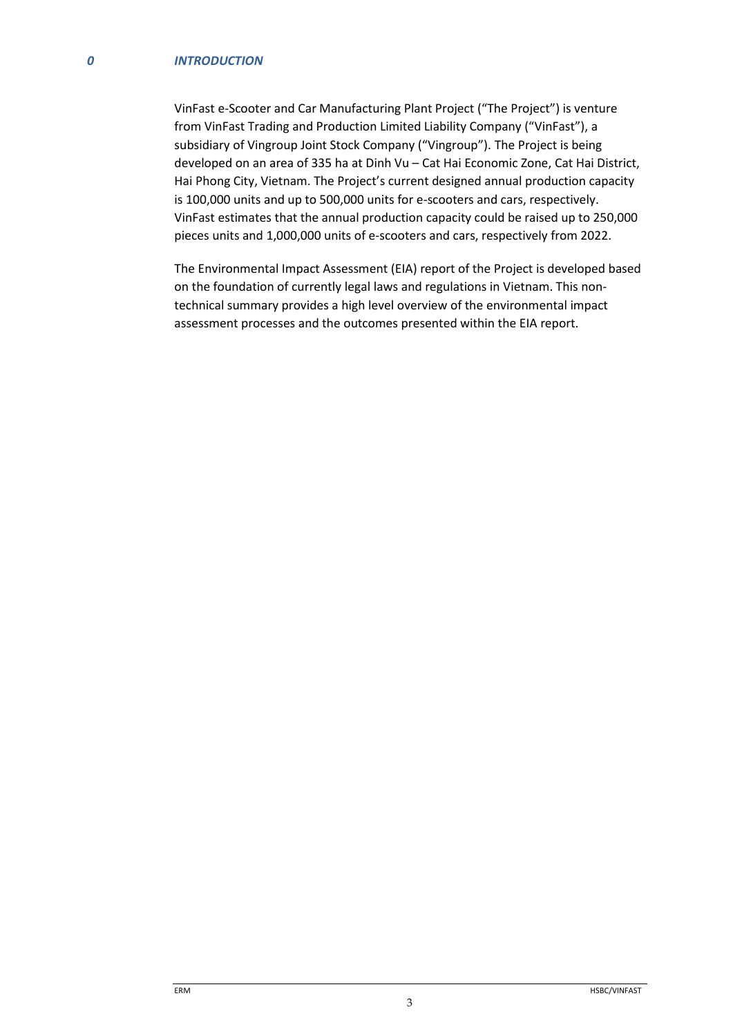# 0 INTRODUCTION

VinFast e-Scooter and Car Manufacturing Plant Project ("The Project") is venture from VinFast Trading and Production Limited Liability Company ("VinFast"), a subsidiary of Vingroup Joint Stock Company ("Vingroup"). The Project is being developed on an area of 335 ha at Dinh Vu – Cat Hai Economic Zone, Cat Hai District, Hai Phong City, Vietnam. The Project's current designed annual production capacity is 100,000 units and up to 500,000 units for e-scooters and cars, respectively. VinFast estimates that the annual production capacity could be raised up to 250,000 pieces units and 1,000,000 units of e-scooters and cars, respectively from 2022.

The Environmental Impact Assessment (EIA) report of the Project is developed based on the foundation of currently legal laws and regulations in Vietnam. This non-technical summary provides a high level overview of the environmental impact assessment processes and the outcomes presented within the EIA report.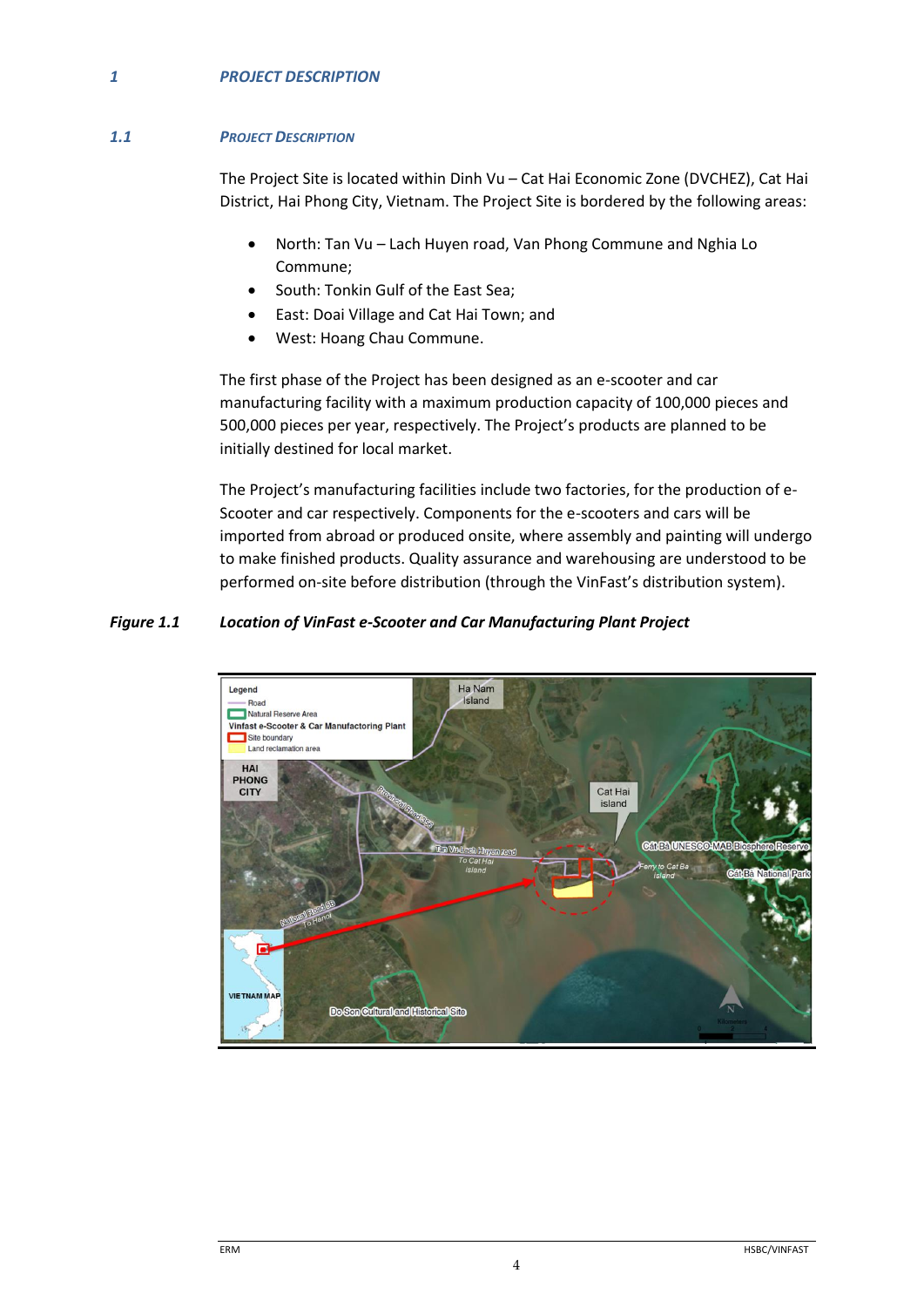# 1 PROJECT DESCRIPTION

## 1.1 PROJECT DESCRIPTION

The Project Site is located within Dinh Vu – Cat Hai Economic Zone (DVCHEZ), Cat Hai District, Hai Phong City, Vietnam. The Project Site is bordered by the following areas:

- North: Tan Vu – Lach Huyen road, Van Phong Commune and Nghia Lo Commune;
- South: Tonkin Gulf of the East Sea;
- East: Doai Village and Cat Hai Town; and
- West: Hoang Chau Commune.

The first phase of the Project has been designed as an e-scooter and car manufacturing facility with a maximum production capacity of 100,000 pieces and 500,000 pieces per year, respectively. The Project's products are planned to be initially destined for local market.

The Project's manufacturing facilities include two factories, for the production of e-Scooter and car respectively. Components for the e-scooters and cars will be imported from abroad or produced onsite, where assembly and painting will undergo to make finished products. Quality assurance and warehousing are understood to be performed on-site before distribution (through the VinFast's distribution system).

***Figure 1.1 Location of VinFast e-Scooter and Car Manufacturing Plant Project***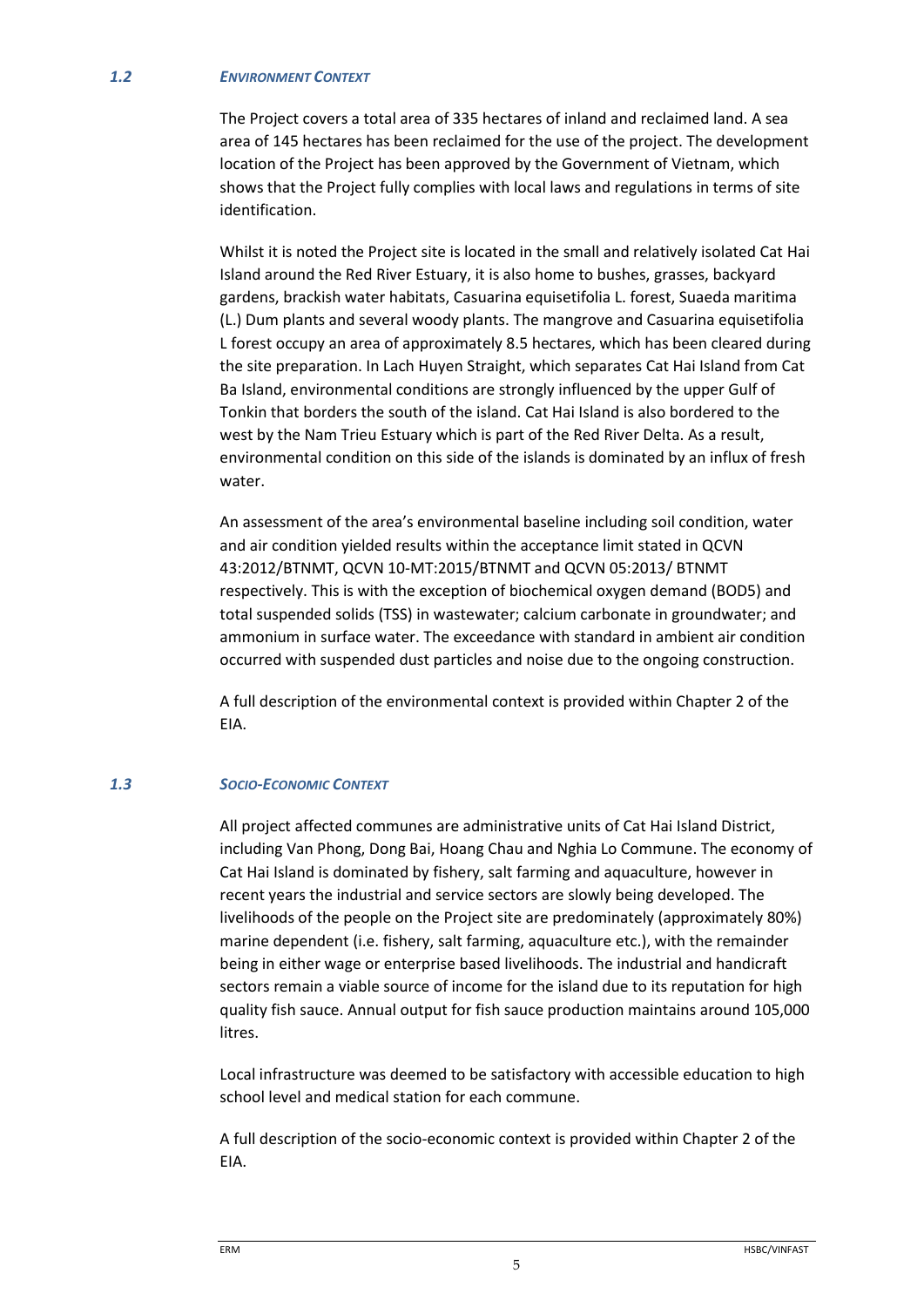### *1.2 ENVIRONMENT CONTEXT*

The Project covers a total area of 335 hectares of inland and reclaimed land. A sea area of 145 hectares has been reclaimed for the use of the project. The development location of the Project has been approved by the Government of Vietnam, which shows that the Project fully complies with local laws and regulations in terms of site identification.

Whilst it is noted the Project site is located in the small and relatively isolated Cat Hai Island around the Red River Estuary, it is also home to bushes, grasses, backyard gardens, brackish water habitats, Casuarina equisetifolia L. forest, Suaeda maritima (L.) Dum plants and several woody plants. The mangrove and Casuarina equisetifolia L forest occupy an area of approximately 8.5 hectares, which has been cleared during the site preparation. In Lach Huyen Straight, which separates Cat Hai Island from Cat Ba Island, environmental conditions are strongly influenced by the upper Gulf of Tonkin that borders the south of the island. Cat Hai Island is also bordered to the west by the Nam Trieu Estuary which is part of the Red River Delta. As a result, environmental condition on this side of the islands is dominated by an influx of fresh water.

An assessment of the area's environmental baseline including soil condition, water and air condition yielded results within the acceptance limit stated in QCVN 43:2012/BTNMT, QCVN 10-MT:2015/BTNMT and QCVN 05:2013/ BTNMT respectively. This is with the exception of biochemical oxygen demand (BOD5) and total suspended solids (TSS) in wastewater; calcium carbonate in groundwater; and ammonium in surface water. The exceedance with standard in ambient air condition occurred with suspended dust particles and noise due to the ongoing construction.

A full description of the environmental context is provided within Chapter 2 of the EIA.

### *1.3 SOCIO-ECONOMIC CONTEXT*

All project affected communes are administrative units of Cat Hai Island District, including Van Phong, Dong Bai, Hoang Chau and Nghia Lo Commune. The economy of Cat Hai Island is dominated by fishery, salt farming and aquaculture, however in recent years the industrial and service sectors are slowly being developed. The livelihoods of the people on the Project site are predominately (approximately 80%) marine dependent (i.e. fishery, salt farming, aquaculture etc.), with the remainder being in either wage or enterprise based livelihoods. The industrial and handicraft sectors remain a viable source of income for the island due to its reputation for high quality fish sauce. Annual output for fish sauce production maintains around 105,000 litres.

Local infrastructure was deemed to be satisfactory with accessible education to high school level and medical station for each commune.

A full description of the socio-economic context is provided within Chapter 2 of the EIA.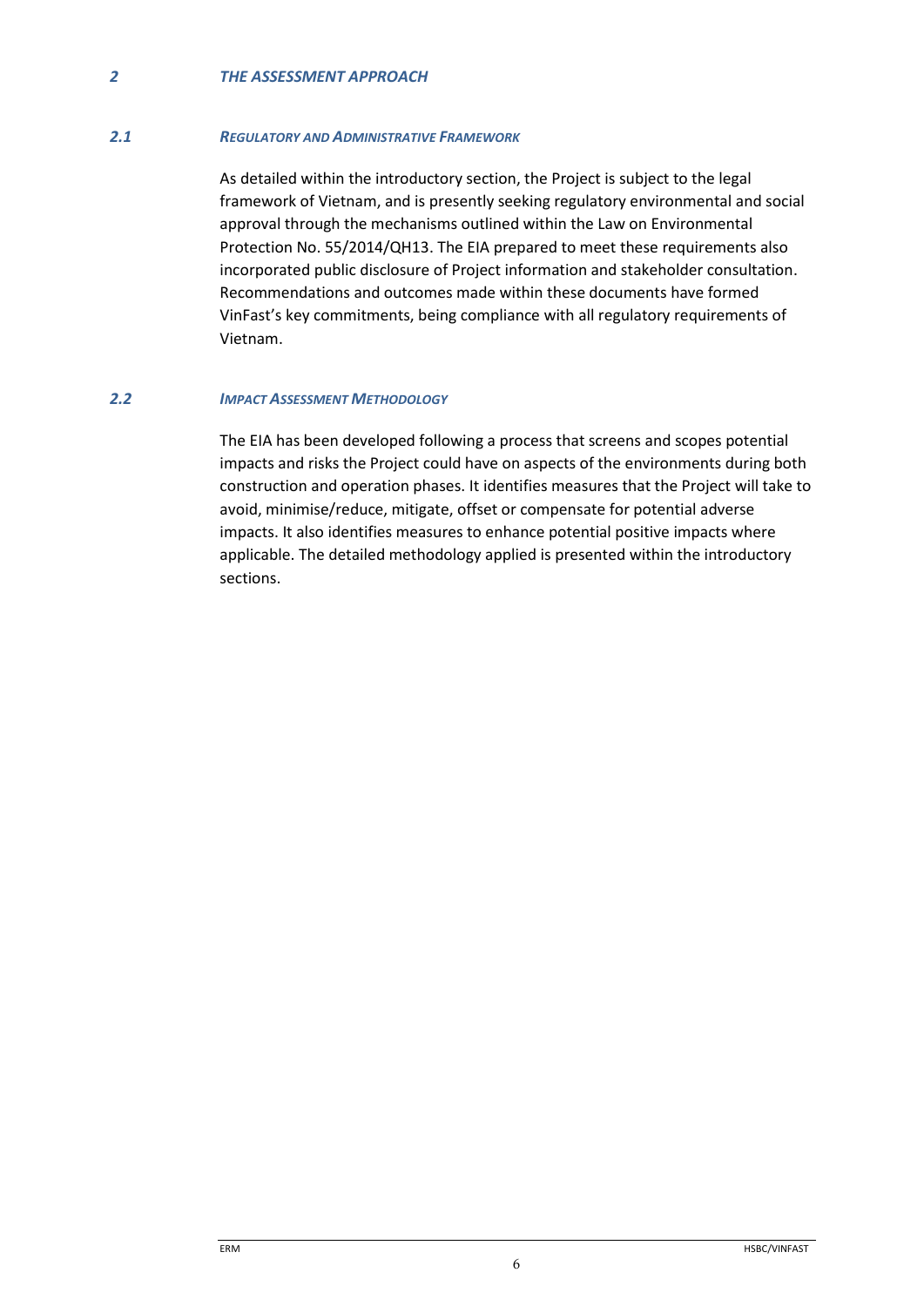# 2 THE ASSESSMENT APPROACH

## 2.1 REGULATORY AND ADMINISTRATIVE FRAMEWORK

As detailed within the introductory section, the Project is subject to the legal framework of Vietnam, and is presently seeking regulatory environmental and social approval through the mechanisms outlined within the Law on Environmental Protection No. 55/2014/QH13. The EIA prepared to meet these requirements also incorporated public disclosure of Project information and stakeholder consultation. Recommendations and outcomes made within these documents have formed VinFast's key commitments, being compliance with all regulatory requirements of Vietnam.

## 2.2 IMPACT ASSESSMENT METHODOLOGY

The EIA has been developed following a process that screens and scopes potential impacts and risks the Project could have on aspects of the environments during both construction and operation phases. It identifies measures that the Project will take to avoid, minimise/reduce, mitigate, offset or compensate for potential adverse impacts. It also identifies measures to enhance potential positive impacts where applicable. The detailed methodology applied is presented within the introductory sections.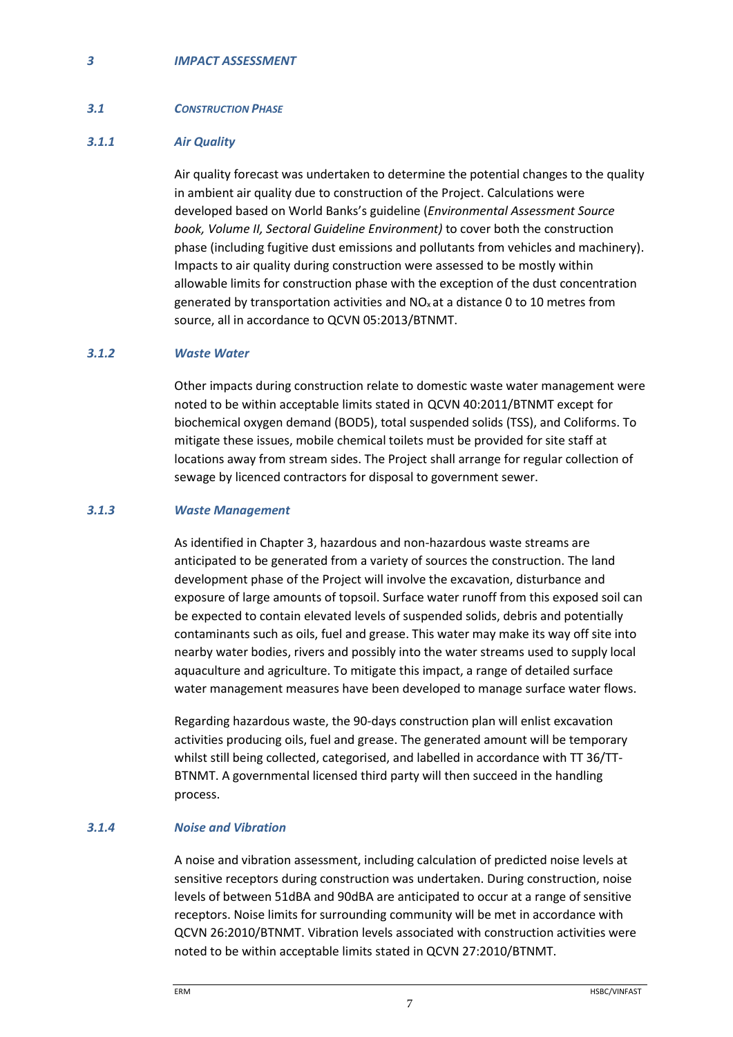# 3 IMPACT ASSESSMENT

## 3.1 CONSTRUCTION PHASE

### 3.1.1 Air Quality

Air quality forecast was undertaken to determine the potential changes to the quality in ambient air quality due to construction of the Project. Calculations were developed based on World Banks's guideline (*Environmental Assessment Source book, Volume II, Sectoral Guideline Environment)* to cover both the construction phase (including fugitive dust emissions and pollutants from vehicles and machinery). Impacts to air quality during construction were assessed to be mostly within allowable limits for construction phase with the exception of the dust concentration generated by transportation activities and $NO_x$ at a distance 0 to 10 metres from source, all in accordance to QCVN 05:2013/BTNMT.

### 3.1.2 Waste Water

Other impacts during construction relate to domestic waste water management were noted to be within acceptable limits stated in QCVN 40:2011/BTNMT except for biochemical oxygen demand (BOD5), total suspended solids (TSS), and Coliforms. To mitigate these issues, mobile chemical toilets must be provided for site staff at locations away from stream sides. The Project shall arrange for regular collection of sewage by licenced contractors for disposal to government sewer.

### 3.1.3 Waste Management

As identified in Chapter 3, hazardous and non-hazardous waste streams are anticipated to be generated from a variety of sources the construction. The land development phase of the Project will involve the excavation, disturbance and exposure of large amounts of topsoil. Surface water runoff from this exposed soil can be expected to contain elevated levels of suspended solids, debris and potentially contaminants such as oils, fuel and grease. This water may make its way off site into nearby water bodies, rivers and possibly into the water streams used to supply local aquaculture and agriculture. To mitigate this impact, a range of detailed surface water management measures have been developed to manage surface water flows.

Regarding hazardous waste, the 90-days construction plan will enlist excavation activities producing oils, fuel and grease. The generated amount will be temporary whilst still being collected, categorised, and labelled in accordance with TT 36/TT-BTNMT. A governmental licensed third party will then succeed in the handling process.

### 3.1.4 Noise and Vibration

A noise and vibration assessment, including calculation of predicted noise levels at sensitive receptors during construction was undertaken. During construction, noise levels of between 51dBA and 90dBA are anticipated to occur at a range of sensitive receptors. Noise limits for surrounding community will be met in accordance with QCVN 26:2010/BTNMT. Vibration levels associated with construction activities were noted to be within acceptable limits stated in QCVN 27:2010/BTNMT.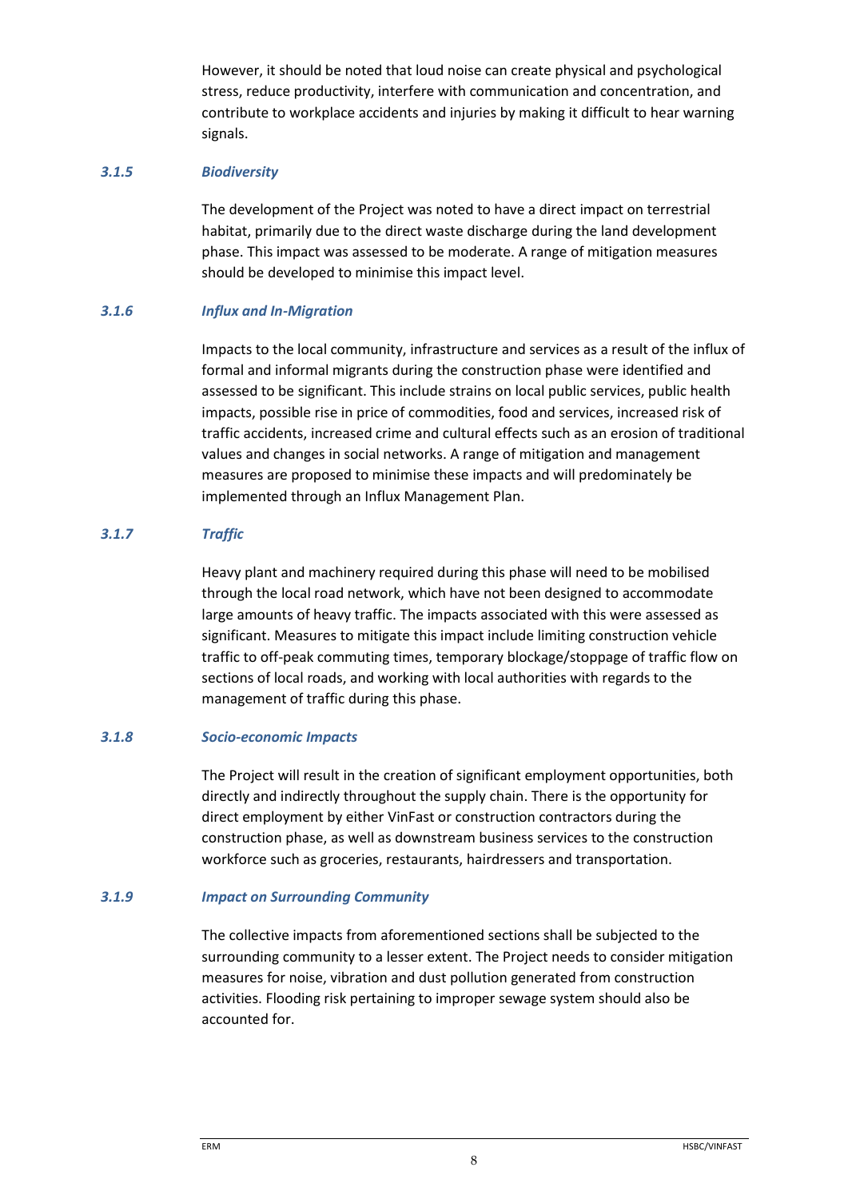However, it should be noted that loud noise can create physical and psychological stress, reduce productivity, interfere with communication and concentration, and contribute to workplace accidents and injuries by making it difficult to hear warning signals.

### *3.1.5 Biodiversity*

The development of the Project was noted to have a direct impact on terrestrial habitat, primarily due to the direct waste discharge during the land development phase. This impact was assessed to be moderate. A range of mitigation measures should be developed to minimise this impact level.

### *3.1.6 Influx and In-Migration*

Impacts to the local community, infrastructure and services as a result of the influx of formal and informal migrants during the construction phase were identified and assessed to be significant. This include strains on local public services, public health impacts, possible rise in price of commodities, food and services, increased risk of traffic accidents, increased crime and cultural effects such as an erosion of traditional values and changes in social networks. A range of mitigation and management measures are proposed to minimise these impacts and will predominately be implemented through an Influx Management Plan.

### *3.1.7 Traffic*

Heavy plant and machinery required during this phase will need to be mobilised through the local road network, which have not been designed to accommodate large amounts of heavy traffic. The impacts associated with this were assessed as significant. Measures to mitigate this impact include limiting construction vehicle traffic to off-peak commuting times, temporary blockage/stoppage of traffic flow on sections of local roads, and working with local authorities with regards to the management of traffic during this phase.

### *3.1.8 Socio-economic Impacts*

The Project will result in the creation of significant employment opportunities, both directly and indirectly throughout the supply chain. There is the opportunity for direct employment by either VinFast or construction contractors during the construction phase, as well as downstream business services to the construction workforce such as groceries, restaurants, hairdressers and transportation.

### *3.1.9 Impact on Surrounding Community*

The collective impacts from aforementioned sections shall be subjected to the surrounding community to a lesser extent. The Project needs to consider mitigation measures for noise, vibration and dust pollution generated from construction activities. Flooding risk pertaining to improper sewage system should also be accounted for.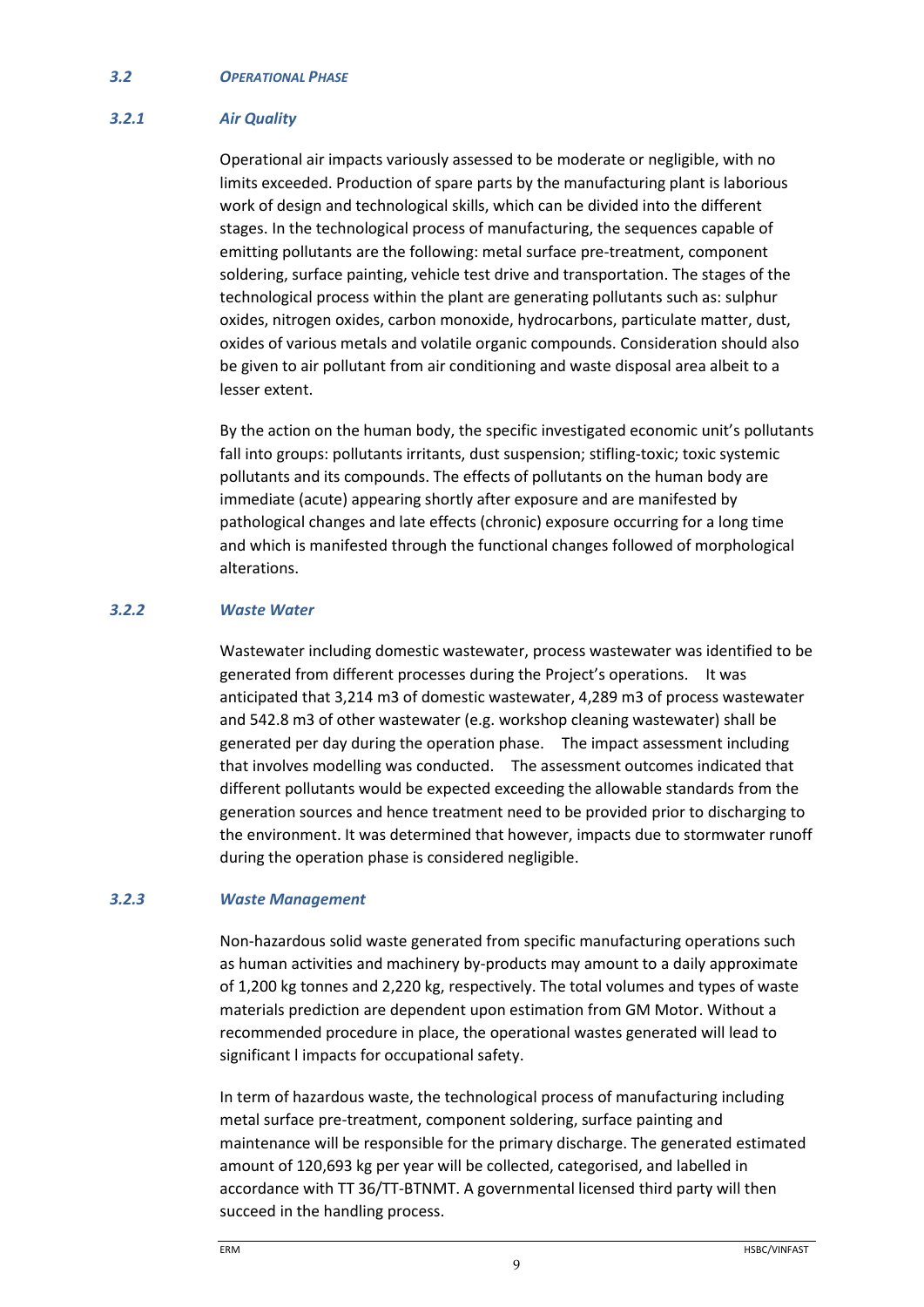## 3.2 OPERATIONAL PHASE

### 3.2.1 Air Quality

Operational air impacts variously assessed to be moderate or negligible, with no limits exceeded. Production of spare parts by the manufacturing plant is laborious work of design and technological skills, which can be divided into the different stages. In the technological process of manufacturing, the sequences capable of emitting pollutants are the following: metal surface pre-treatment, component soldering, surface painting, vehicle test drive and transportation. The stages of the technological process within the plant are generating pollutants such as: sulphur oxides, nitrogen oxides, carbon monoxide, hydrocarbons, particulate matter, dust, oxides of various metals and volatile organic compounds. Consideration should also be given to air pollutant from air conditioning and waste disposal area albeit to a lesser extent.

By the action on the human body, the specific investigated economic unit's pollutants fall into groups: pollutants irritants, dust suspension; stifling-toxic; toxic systemic pollutants and its compounds. The effects of pollutants on the human body are immediate (acute) appearing shortly after exposure and are manifested by pathological changes and late effects (chronic) exposure occurring for a long time and which is manifested through the functional changes followed of morphological alterations.

### 3.2.2 Waste Water

Wastewater including domestic wastewater, process wastewater was identified to be generated from different processes during the Project's operations. It was anticipated that 3,214 m3 of domestic wastewater, 4,289 m3 of process wastewater and 542.8 m3 of other wastewater (e.g. workshop cleaning wastewater) shall be generated per day during the operation phase. The impact assessment including that involves modelling was conducted. The assessment outcomes indicated that different pollutants would be expected exceeding the allowable standards from the generation sources and hence treatment need to be provided prior to discharging to the environment. It was determined that however, impacts due to stormwater runoff during the operation phase is considered negligible.

### 3.2.3 Waste Management

Non-hazardous solid waste generated from specific manufacturing operations such as human activities and machinery by-products may amount to a daily approximate of 1,200 kg tonnes and 2,220 kg, respectively. The total volumes and types of waste materials prediction are dependent upon estimation from GM Motor. Without a recommended procedure in place, the operational wastes generated will lead to significant l impacts for occupational safety.

In term of hazardous waste, the technological process of manufacturing including metal surface pre-treatment, component soldering, surface painting and maintenance will be responsible for the primary discharge. The generated estimated amount of 120,693 kg per year will be collected, categorised, and labelled in accordance with TT 36/TT-BTNMT. A governmental licensed third party will then succeed in the handling process.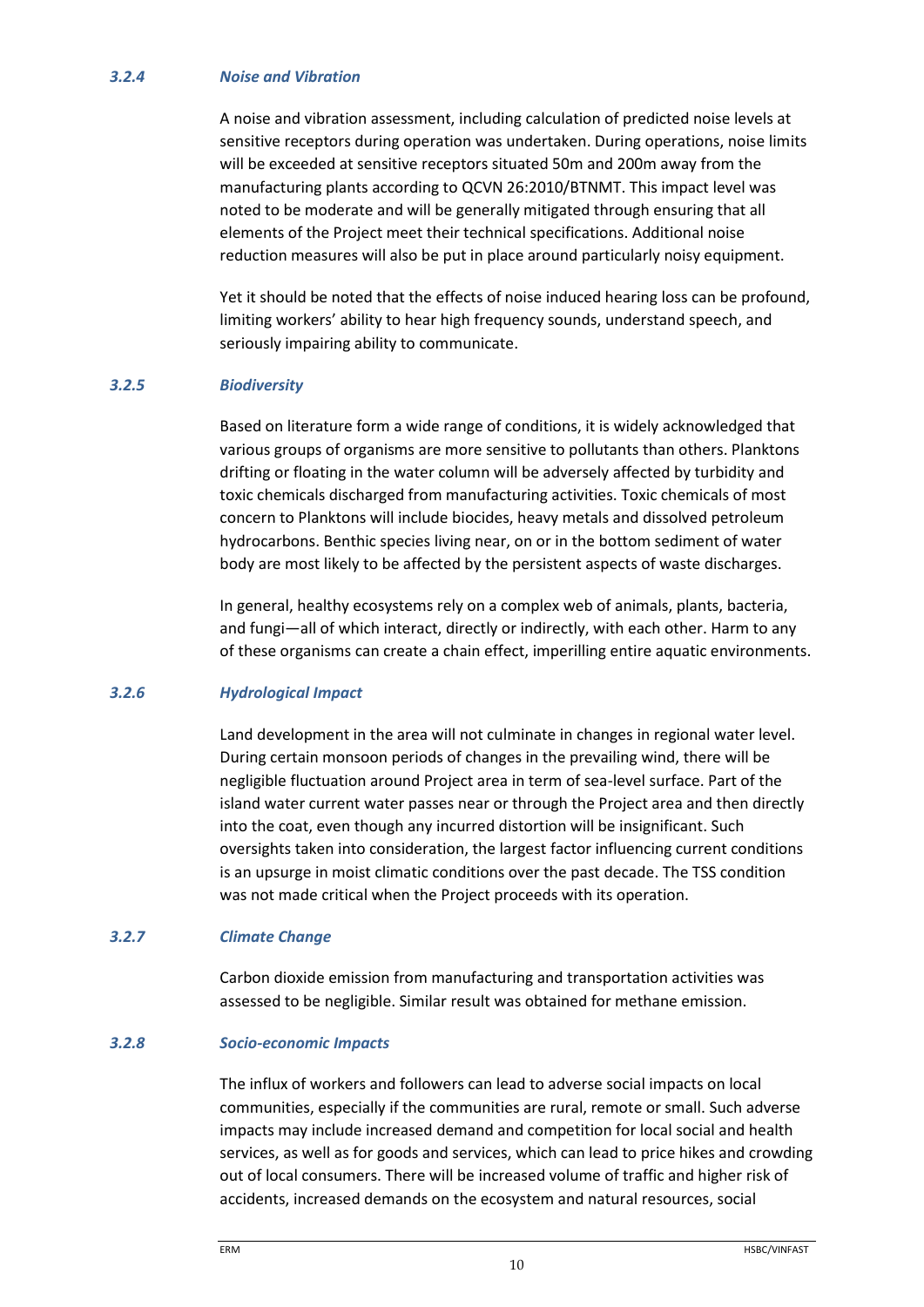### *3.2.4 Noise and Vibration*

A noise and vibration assessment, including calculation of predicted noise levels at sensitive receptors during operation was undertaken. During operations, noise limits will be exceeded at sensitive receptors situated 50m and 200m away from the manufacturing plants according to QCVN 26:2010/BTNMT. This impact level was noted to be moderate and will be generally mitigated through ensuring that all elements of the Project meet their technical specifications. Additional noise reduction measures will also be put in place around particularly noisy equipment.

Yet it should be noted that the effects of noise induced hearing loss can be profound, limiting workers' ability to hear high frequency sounds, understand speech, and seriously impairing ability to communicate.

### *3.2.5 Biodiversity*

Based on literature form a wide range of conditions, it is widely acknowledged that various groups of organisms are more sensitive to pollutants than others. Planktons drifting or floating in the water column will be adversely affected by turbidity and toxic chemicals discharged from manufacturing activities. Toxic chemicals of most concern to Planktons will include biocides, heavy metals and dissolved petroleum hydrocarbons. Benthic species living near, on or in the bottom sediment of water body are most likely to be affected by the persistent aspects of waste discharges.

In general, healthy ecosystems rely on a complex web of animals, plants, bacteria, and fungi—all of which interact, directly or indirectly, with each other. Harm to any of these organisms can create a chain effect, imperilling entire aquatic environments.

### *3.2.6 Hydrological Impact*

Land development in the area will not culminate in changes in regional water level. During certain monsoon periods of changes in the prevailing wind, there will be negligible fluctuation around Project area in term of sea-level surface. Part of the island water current water passes near or through the Project area and then directly into the coat, even though any incurred distortion will be insignificant. Such oversights taken into consideration, the largest factor influencing current conditions is an upsurge in moist climatic conditions over the past decade. The TSS condition was not made critical when the Project proceeds with its operation.

### *3.2.7 Climate Change*

Carbon dioxide emission from manufacturing and transportation activities was assessed to be negligible. Similar result was obtained for methane emission.

### *3.2.8 Socio-economic Impacts*

The influx of workers and followers can lead to adverse social impacts on local communities, especially if the communities are rural, remote or small. Such adverse impacts may include increased demand and competition for local social and health services, as well as for goods and services, which can lead to price hikes and crowding out of local consumers. There will be increased volume of traffic and higher risk of accidents, increased demands on the ecosystem and natural resources, social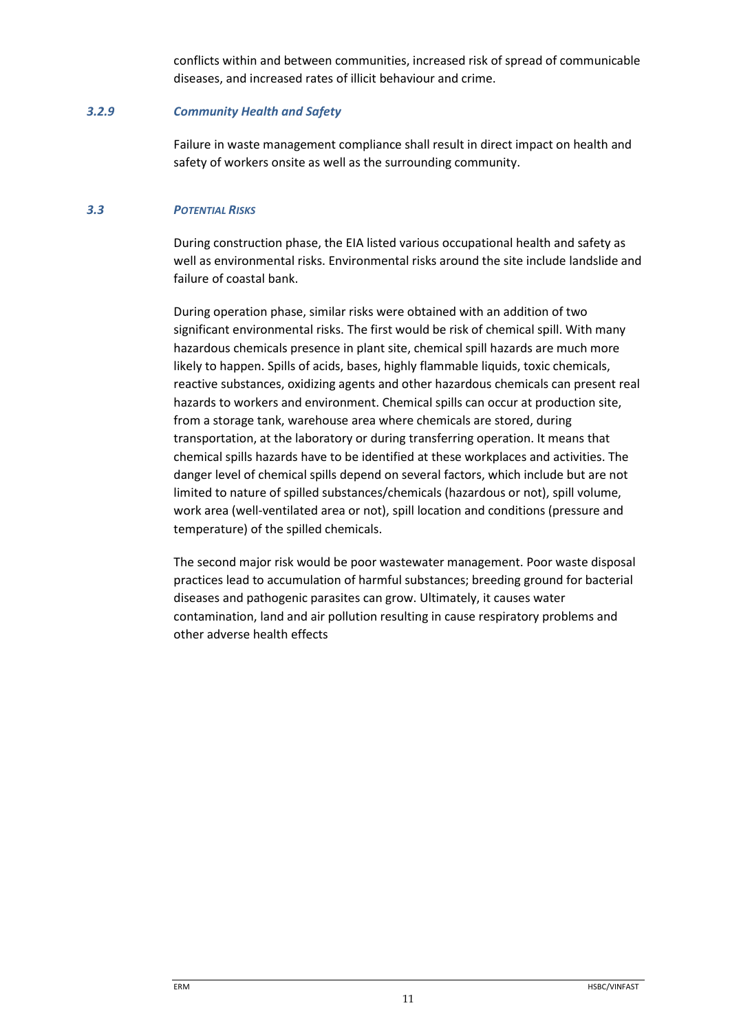conflicts within and between communities, increased risk of spread of communicable diseases, and increased rates of illicit behaviour and crime.

### *3.2.9 Community Health and Safety*

Failure in waste management compliance shall result in direct impact on health and safety of workers onsite as well as the surrounding community.

## *3.3 POTENTIAL RISKS*

During construction phase, the EIA listed various occupational health and safety as well as environmental risks. Environmental risks around the site include landslide and failure of coastal bank.

During operation phase, similar risks were obtained with an addition of two significant environmental risks. The first would be risk of chemical spill. With many hazardous chemicals presence in plant site, chemical spill hazards are much more likely to happen. Spills of acids, bases, highly flammable liquids, toxic chemicals, reactive substances, oxidizing agents and other hazardous chemicals can present real hazards to workers and environment. Chemical spills can occur at production site, from a storage tank, warehouse area where chemicals are stored, during transportation, at the laboratory or during transferring operation. It means that chemical spills hazards have to be identified at these workplaces and activities. The danger level of chemical spills depend on several factors, which include but are not limited to nature of spilled substances/chemicals (hazardous or not), spill volume, work area (well-ventilated area or not), spill location and conditions (pressure and temperature) of the spilled chemicals.

The second major risk would be poor wastewater management. Poor waste disposal practices lead to accumulation of harmful substances; breeding ground for bacterial diseases and pathogenic parasites can grow. Ultimately, it causes water contamination, land and air pollution resulting in cause respiratory problems and other adverse health effects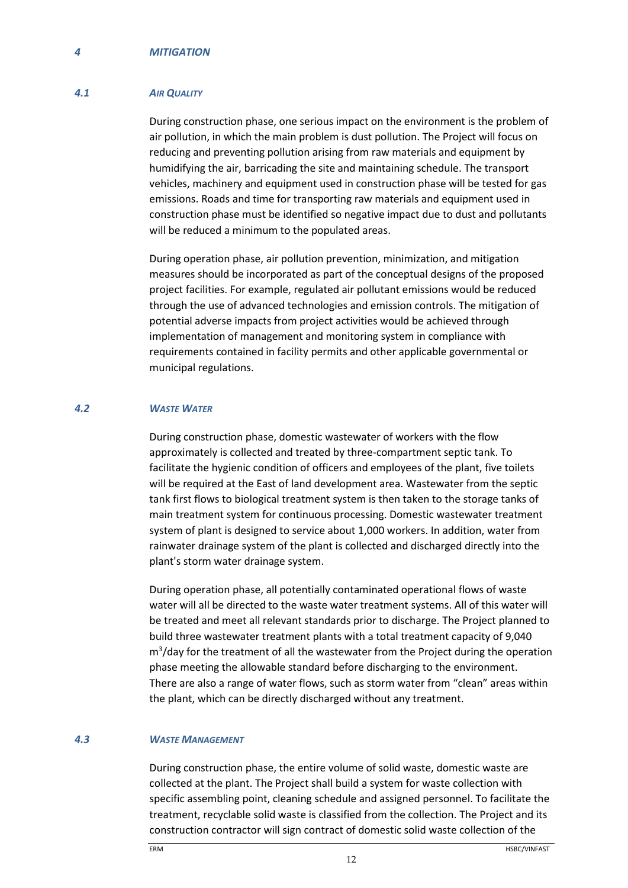# 4 MITIGATION

## 4.1 AIR QUALITY

During construction phase, one serious impact on the environment is the problem of air pollution, in which the main problem is dust pollution. The Project will focus on reducing and preventing pollution arising from raw materials and equipment by humidifying the air, barricading the site and maintaining schedule. The transport vehicles, machinery and equipment used in construction phase will be tested for gas emissions. Roads and time for transporting raw materials and equipment used in construction phase must be identified so negative impact due to dust and pollutants will be reduced a minimum to the populated areas.

During operation phase, air pollution prevention, minimization, and mitigation measures should be incorporated as part of the conceptual designs of the proposed project facilities. For example, regulated air pollutant emissions would be reduced through the use of advanced technologies and emission controls. The mitigation of potential adverse impacts from project activities would be achieved through implementation of management and monitoring system in compliance with requirements contained in facility permits and other applicable governmental or municipal regulations.

## 4.2 WASTE WATER

During construction phase, domestic wastewater of workers with the flow approximately is collected and treated by three-compartment septic tank. To facilitate the hygienic condition of officers and employees of the plant, five toilets will be required at the East of land development area. Wastewater from the septic tank first flows to biological treatment system is then taken to the storage tanks of main treatment system for continuous processing. Domestic wastewater treatment system of plant is designed to service about 1,000 workers. In addition, water from rainwater drainage system of the plant is collected and discharged directly into the plant's storm water drainage system.

During operation phase, all potentially contaminated operational flows of waste water will all be directed to the waste water treatment systems. All of this water will be treated and meet all relevant standards prior to discharge. The Project planned to build three wastewater treatment plants with a total treatment capacity of 9,040 $m^3$/day for the treatment of all the wastewater from the Project during the operation phase meeting the allowable standard before discharging to the environment. There are also a range of water flows, such as storm water from "clean" areas within the plant, which can be directly discharged without any treatment.

## 4.3 WASTE MANAGEMENT

During construction phase, the entire volume of solid waste, domestic waste are collected at the plant. The Project shall build a system for waste collection with specific assembling point, cleaning schedule and assigned personnel. To facilitate the treatment, recyclable solid waste is classified from the collection. The Project and its construction contractor will sign contract of domestic solid waste collection of the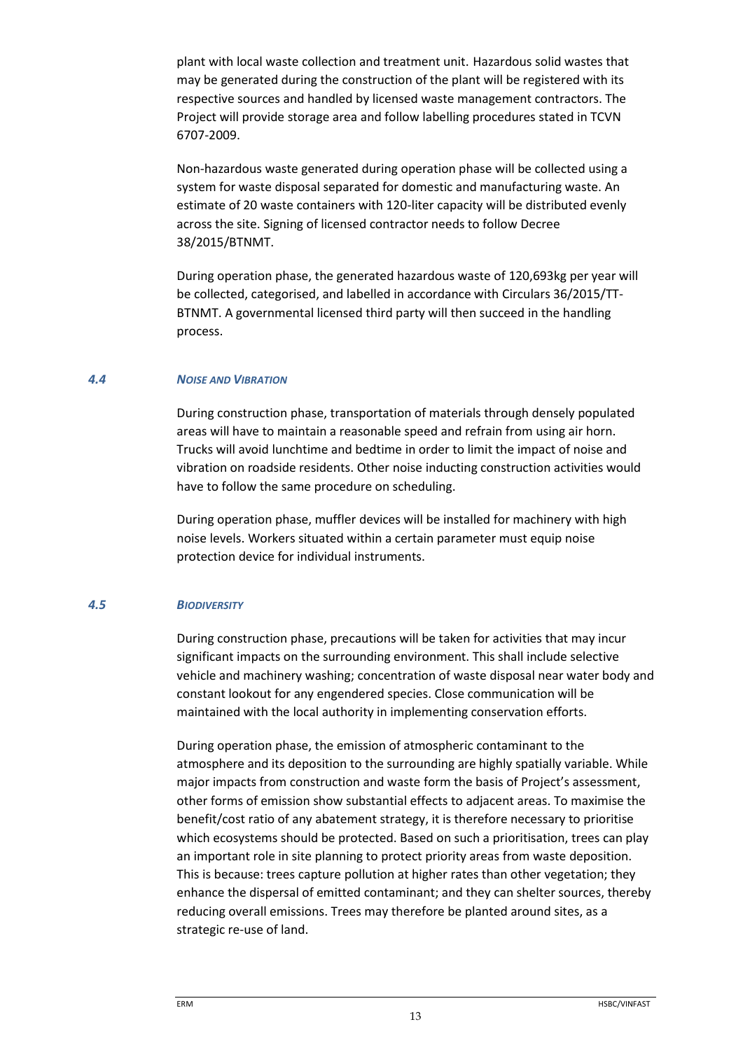plant with local waste collection and treatment unit. Hazardous solid wastes that may be generated during the construction of the plant will be registered with its respective sources and handled by licensed waste management contractors. The Project will provide storage area and follow labelling procedures stated in TCVN 6707-2009.

Non-hazardous waste generated during operation phase will be collected using a system for waste disposal separated for domestic and manufacturing waste. An estimate of 20 waste containers with 120-liter capacity will be distributed evenly across the site. Signing of licensed contractor needs to follow Decree 38/2015/BTNMT.

During operation phase, the generated hazardous waste of 120,693kg per year will be collected, categorised, and labelled in accordance with Circulars 36/2015/TT-BTNMT. A governmental licensed third party will then succeed in the handling process.

## *4.4 NOISE AND VIBRATION*

During construction phase, transportation of materials through densely populated areas will have to maintain a reasonable speed and refrain from using air horn. Trucks will avoid lunchtime and bedtime in order to limit the impact of noise and vibration on roadside residents. Other noise inducting construction activities would have to follow the same procedure on scheduling.

During operation phase, muffler devices will be installed for machinery with high noise levels. Workers situated within a certain parameter must equip noise protection device for individual instruments.

## *4.5 BIODIVERSITY*

During construction phase, precautions will be taken for activities that may incur significant impacts on the surrounding environment. This shall include selective vehicle and machinery washing; concentration of waste disposal near water body and constant lookout for any engendered species. Close communication will be maintained with the local authority in implementing conservation efforts.

During operation phase, the emission of atmospheric contaminant to the atmosphere and its deposition to the surrounding are highly spatially variable. While major impacts from construction and waste form the basis of Project's assessment, other forms of emission show substantial effects to adjacent areas. To maximise the benefit/cost ratio of any abatement strategy, it is therefore necessary to prioritise which ecosystems should be protected. Based on such a prioritisation, trees can play an important role in site planning to protect priority areas from waste deposition. This is because: trees capture pollution at higher rates than other vegetation; they enhance the dispersal of emitted contaminant; and they can shelter sources, thereby reducing overall emissions. Trees may therefore be planted around sites, as a strategic re-use of land.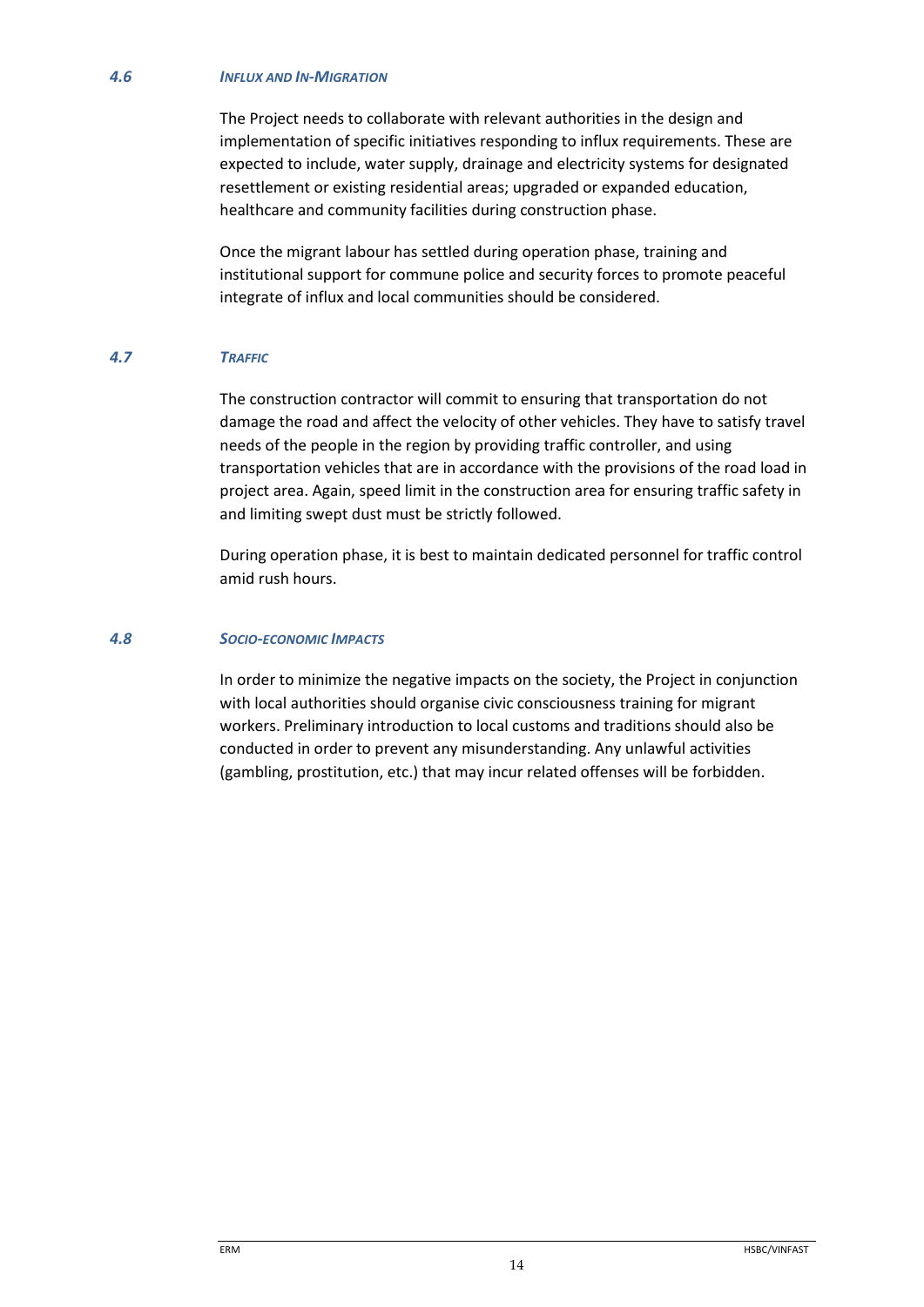### 4.6 *Influx and In-Migration*

The Project needs to collaborate with relevant authorities in the design and implementation of specific initiatives responding to influx requirements. These are expected to include, water supply, drainage and electricity systems for designated resettlement or existing residential areas; upgraded or expanded education, healthcare and community facilities during construction phase.

Once the migrant labour has settled during operation phase, training and institutional support for commune police and security forces to promote peaceful integrate of influx and local communities should be considered.

### 4.7 *Traffic*

The construction contractor will commit to ensuring that transportation do not damage the road and affect the velocity of other vehicles. They have to satisfy travel needs of the people in the region by providing traffic controller, and using transportation vehicles that are in accordance with the provisions of the road load in project area. Again, speed limit in the construction area for ensuring traffic safety in and limiting swept dust must be strictly followed.

During operation phase, it is best to maintain dedicated personnel for traffic control amid rush hours.

### 4.8 *Socio-economic Impacts*

In order to minimize the negative impacts on the society, the Project in conjunction with local authorities should organise civic consciousness training for migrant workers. Preliminary introduction to local customs and traditions should also be conducted in order to prevent any misunderstanding. Any unlawful activities (gambling, prostitution, etc.) that may incur related offenses will be forbidden.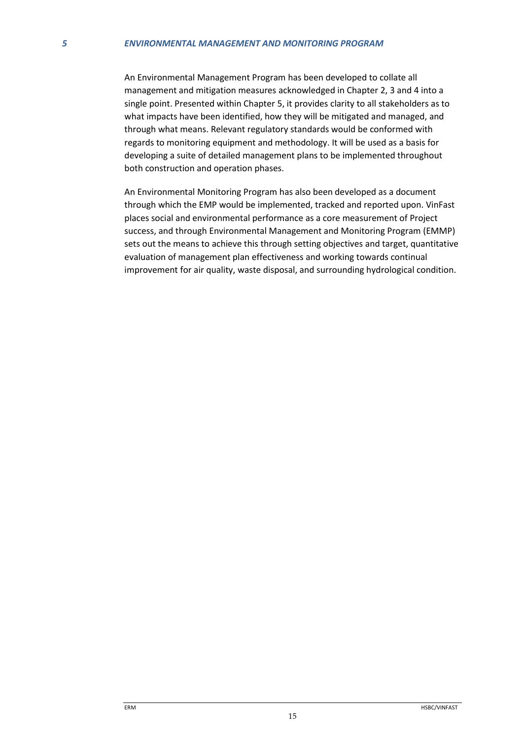# 5 ENVIRONMENTAL MANAGEMENT AND MONITORING PROGRAM

An Environmental Management Program has been developed to collate all management and mitigation measures acknowledged in Chapter 2, 3 and 4 into a single point. Presented within Chapter 5, it provides clarity to all stakeholders as to what impacts have been identified, how they will be mitigated and managed, and through what means. Relevant regulatory standards would be conformed with regards to monitoring equipment and methodology. It will be used as a basis for developing a suite of detailed management plans to be implemented throughout both construction and operation phases.

An Environmental Monitoring Program has also been developed as a document through which the EMP would be implemented, tracked and reported upon. VinFast places social and environmental performance as a core measurement of Project success, and through Environmental Management and Monitoring Program (EMMP) sets out the means to achieve this through setting objectives and target, quantitative evaluation of management plan effectiveness and working towards continual improvement for air quality, waste disposal, and surrounding hydrological condition.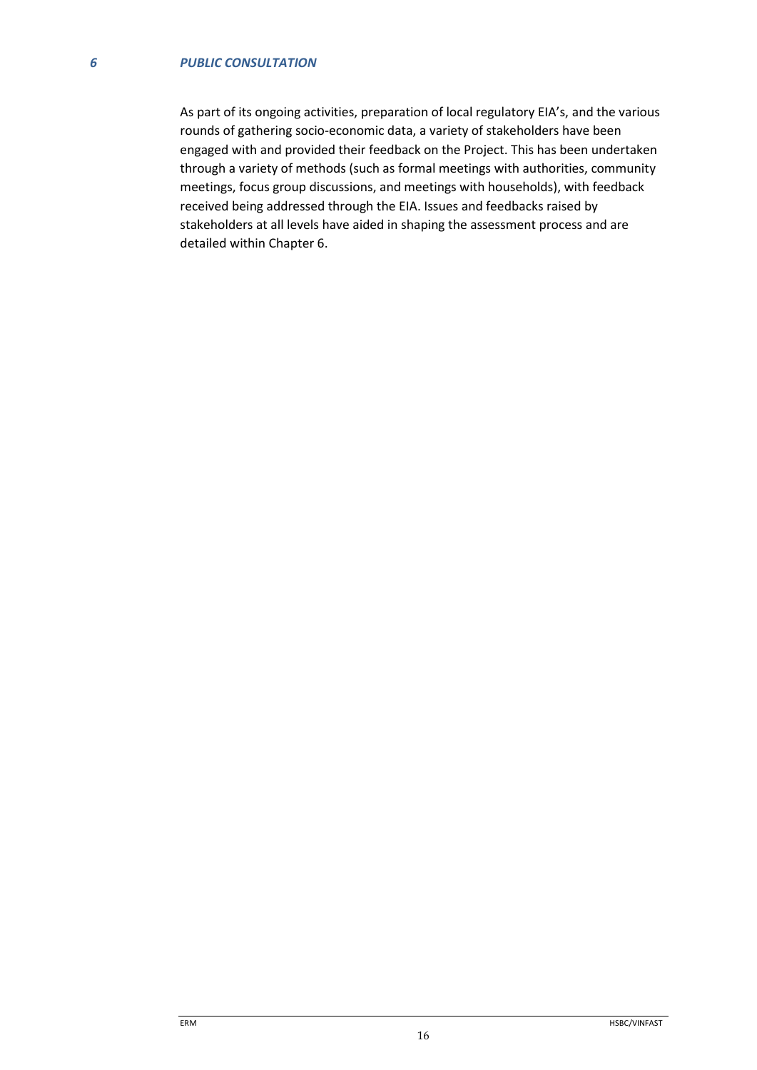# 6 PUBLIC CONSULTATION

As part of its ongoing activities, preparation of local regulatory EIA's, and the various rounds of gathering socio-economic data, a variety of stakeholders have been engaged with and provided their feedback on the Project. This has been undertaken through a variety of methods (such as formal meetings with authorities, community meetings, focus group discussions, and meetings with households), with feedback received being addressed through the EIA. Issues and feedbacks raised by stakeholders at all levels have aided in shaping the assessment process and are detailed within Chapter 6.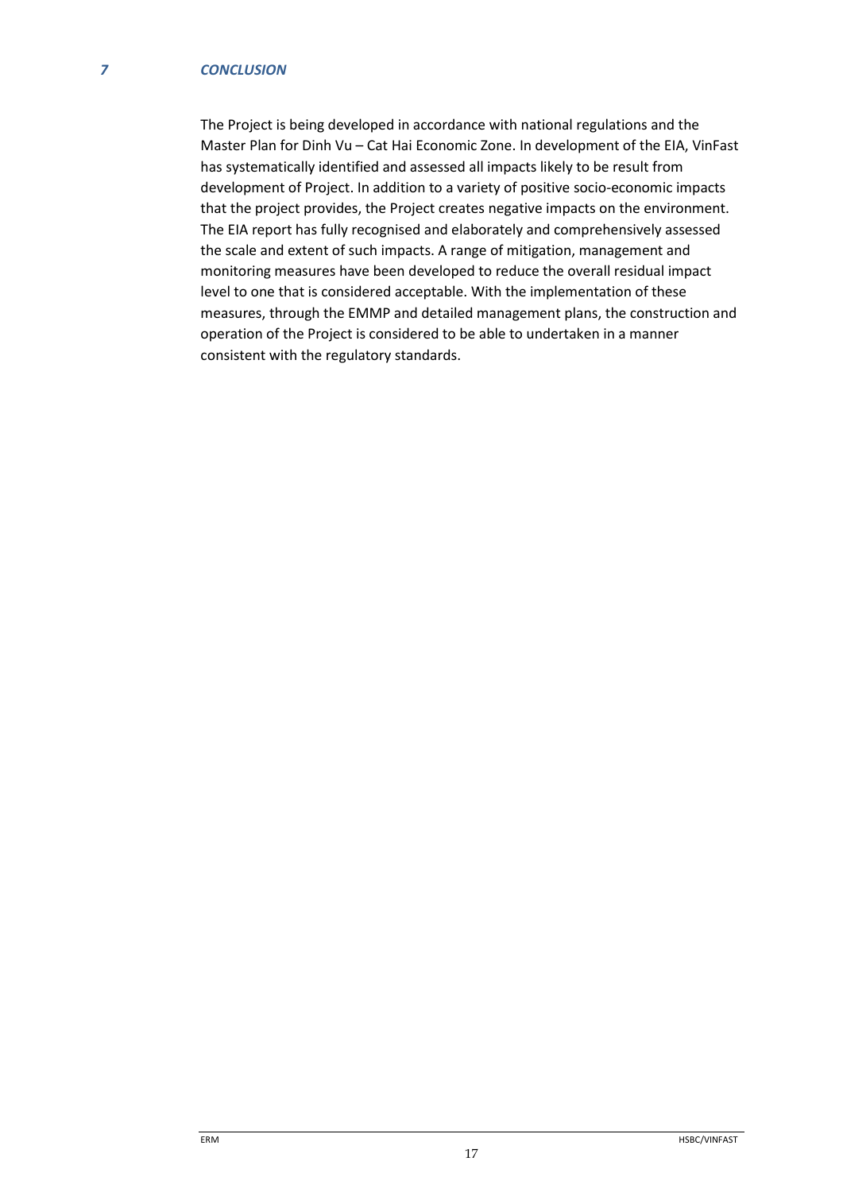## *7 CONCLUSION*

The Project is being developed in accordance with national regulations and the Master Plan for Dinh Vu – Cat Hai Economic Zone. In development of the EIA, VinFast has systematically identified and assessed all impacts likely to be result from development of Project. In addition to a variety of positive socio-economic impacts that the project provides, the Project creates negative impacts on the environment. The EIA report has fully recognised and elaborately and comprehensively assessed the scale and extent of such impacts. A range of mitigation, management and monitoring measures have been developed to reduce the overall residual impact level to one that is considered acceptable. With the implementation of these measures, through the EMMP and detailed management plans, the construction and operation of the Project is considered to be able to undertaken in a manner consistent with the regulatory standards.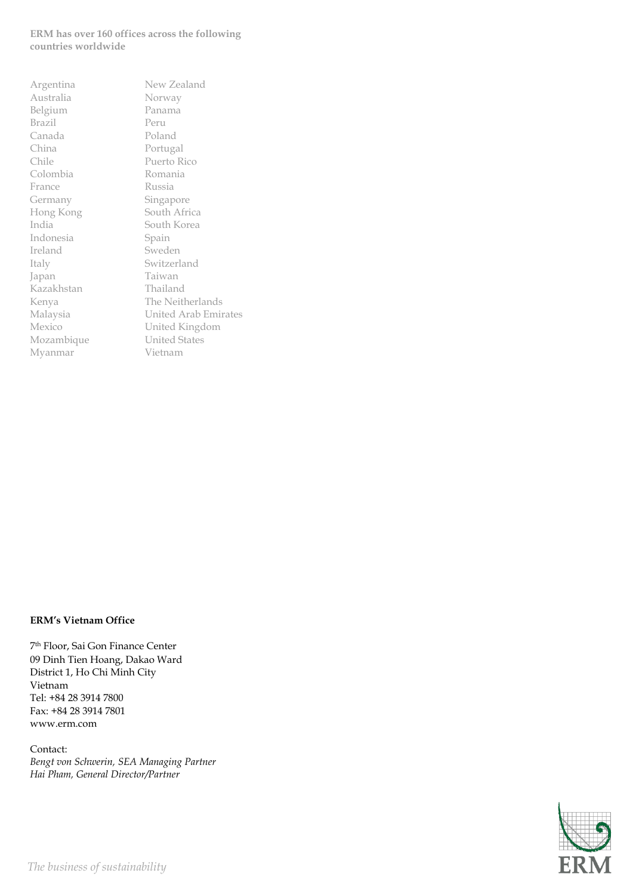**ERM has over 160 offices across the following countries worldwide**

Argentina
Australia
Belgium
Brazil
Canada
China
Chile
Colombia
France
Germany
Hong Kong
India
Indonesia
Ireland
Italy
Japan
Kazakhstan
Kenya
Malaysia
Mexico
Mozambique
Myanmar
New Zealand
Norway
Panama
Peru
Poland
Portugal
Puerto Rico
Romania
Russia
Singapore
South Africa
South Korea
Spain
Sweden
Switzerland
Taiwan
Thailand
The Neitherlands
United Arab Emirates
United Kingdom
United States
Vietnam

**ERM's Vietnam Office**

7th Floor, Sai Gon Finance Center
09 Dinh Tien Hoang, Dakao Ward
District 1, Ho Chi Minh City
Vietnam
Tel: +84 28 3914 7800
Fax: +84 28 3914 7801
www.erm.com

Contact:
*Bengt von Schwerin, SEA Managing Partner*
*Hai Pham, General Director/Partner*

ERM

*The business of sustainability*